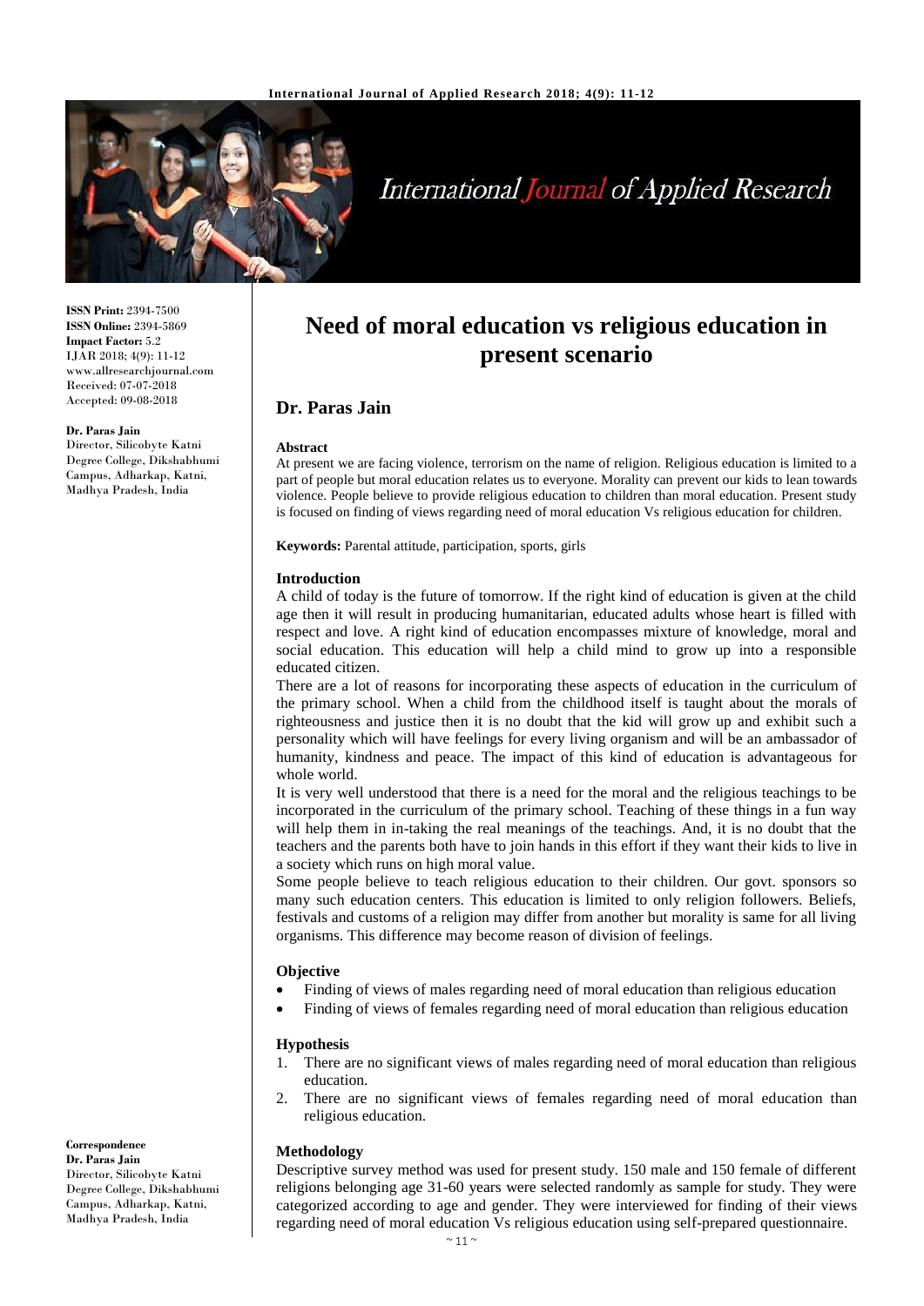**ISSN Print:** 2394-7500
**ISSN Online:** 2394-5869
**Impact Factor:** 5.2
IJAR 2018; 4(9): 11-12
www.allresearchjournal.com
Received: 07-07-2018
Accepted: 09-08-2018

**Dr. Paras Jain**
Director, Silicobyte Katni Degree College, Dikshabhumi Campus, Adharkap, Katni, Madhya Pradesh, India

**Correspondence**
**Dr. Paras Jain**
Director, Silicobyte Katni Degree College, Dikshabhumi Campus, Adharkap, Katni, Madhya Pradesh, India

# Need of moral education vs religious education in present scenario

## Dr. Paras Jain

### Abstract

At present we are facing violence, terrorism on the name of religion. Religious education is limited to a part of people but moral education relates us to everyone. Morality can prevent our kids to lean towards violence. People believe to provide religious education to children than moral education. Present study is focused on finding of views regarding need of moral education Vs religious education for children.

**Keywords:** Parental attitude, participation, sports, girls

### Introduction

A child of today is the future of tomorrow. If the right kind of education is given at the child age then it will result in producing humanitarian, educated adults whose heart is filled with respect and love. A right kind of education encompasses mixture of knowledge, moral and social education. This education will help a child mind to grow up into a responsible educated citizen.

There are a lot of reasons for incorporating these aspects of education in the curriculum of the primary school. When a child from the childhood itself is taught about the morals of righteousness and justice then it is no doubt that the kid will grow up and exhibit such a personality which will have feelings for every living organism and will be an ambassador of humanity, kindness and peace. The impact of this kind of education is advantageous for whole world.

It is very well understood that there is a need for the moral and the religious teachings to be incorporated in the curriculum of the primary school. Teaching of these things in a fun way will help them in in-taking the real meanings of the teachings. And, it is no doubt that the teachers and the parents both have to join hands in this effort if they want their kids to live in a society which runs on high moral value.

Some people believe to teach religious education to their children. Our govt. sponsors so many such education centers. This education is limited to only religion followers. Beliefs, festivals and customs of a religion may differ from another but morality is same for all living organisms. This difference may become reason of division of feelings.

### Objective

- Finding of views of males regarding need of moral education than religious education
- Finding of views of females regarding need of moral education than religious education

### Hypothesis

1. There are no significant views of males regarding need of moral education than religious education.
2. There are no significant views of females regarding need of moral education than religious education.

### Methodology

Descriptive survey method was used for present study. 150 male and 150 female of different religions belonging age 31-60 years were selected randomly as sample for study. They were categorized according to age and gender. They were interviewed for finding of their views regarding need of moral education Vs religious education using self-prepared questionnaire.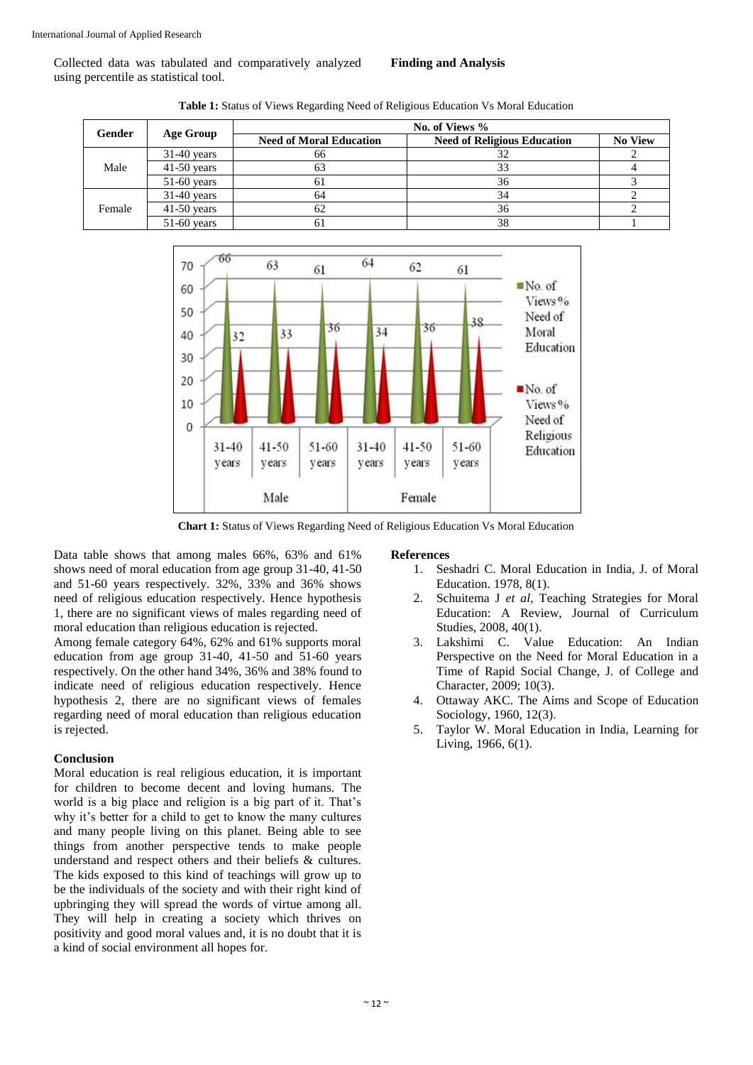Collected data was tabulated and comparatively analyzed using percentile as statistical tool.

## Finding and Analysis

**Table 1:** Status of Views Regarding Need of Religious Education Vs Moral Education

| Gender | Age Group | No. of Views % | | |
|---|---|---|---|---|
| | | Need of Moral Education | Need of Religious Education | No View |
| Male | 31-40 years | 66 | 32 | 2 |
| | 41-50 years | 63 | 33 | 4 |
| | 51-60 years | 61 | 36 | 3 |
| Female | 31-40 years | 64 | 34 | 2 |
| | 41-50 years | 62 | 36 | 2 |
| | 51-60 years | 61 | 38 | 1 |

70
60
50
40
30
20
10
0

66 32 63 33 61 36 64 34 62 36 61 38

31-40 years 41-50 years 51-60 years 31-40 years 41-50 years 51-60 years

Male Female

No. of Views% Need of Moral Education

No. of Views% Need of Religious Education

**Chart 1:** Status of Views Regarding Need of Religious Education Vs Moral Education

Data table shows that among males 66%, 63% and 61% shows need of moral education from age group 31-40, 41-50 and 51-60 years respectively. 32%, 33% and 36% shows need of religious education respectively. Hence hypothesis 1, there are no significant views of males regarding need of moral education than religious education is rejected.

Among female category 64%, 62% and 61% supports moral education from age group 31-40, 41-50 and 51-60 years respectively. On the other hand 34%, 36% and 38% found to indicate need of religious education respectively. Hence hypothesis 2, there are no significant views of females regarding need of moral education than religious education is rejected.

## Conclusion

Moral education is real religious education, it is important for children to become decent and loving humans. The world is a big place and religion is a big part of it. That's why it's better for a child to get to know the many cultures and many people living on this planet. Being able to see things from another perspective tends to make people understand and respect others and their beliefs & cultures. The kids exposed to this kind of teachings will grow up to be the individuals of the society and with their right kind of upbringing they will spread the words of virtue among all. They will help in creating a society which thrives on positivity and good moral values and, it is no doubt that it is a kind of social environment all hopes for.

## References

1. Seshadri C. Moral Education in India, J. of Moral Education. 1978, 8(1).
2. Schuitema J *et al*, Teaching Strategies for Moral Education: A Review, Journal of Curriculum Studies, 2008, 40(1).
3. Lakshimi C. Value Education: An Indian Perspective on the Need for Moral Education in a Time of Rapid Social Change, J. of College and Character, 2009; 10(3).
4. Ottaway AKC. The Aims and Scope of Education Sociology, 1960, 12(3).
5. Taylor W. Moral Education in India, Learning for Living, 1966, 6(1).